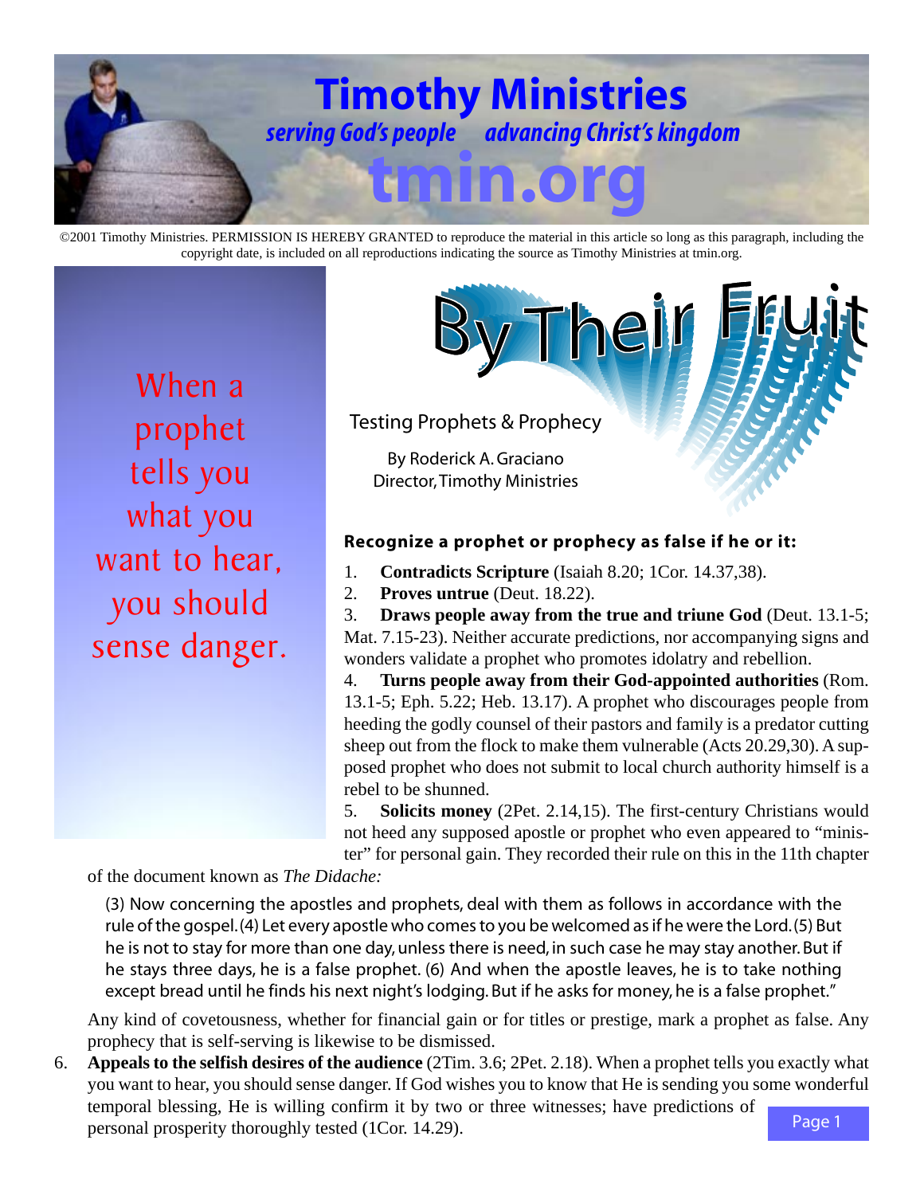# Timothy Ministries

*serving God's people advancing Christ's kingdom*

**tmin.org**

©2001 Timothy Ministries. PERMISSION IS HEREBY GRANTED to reproduce the material in this article so long as this paragraph, including the copyright date, is included on all reproductions indicating the source as Timothy Ministries at tmin.org.

When a prophet tells you what you want to hear, you should sense danger.

# By Their Fruit

## Testing Prophets & Prophecy

By Roderick A. Graciano
Director, Timothy Ministries

### Recognize a prophet or prophecy as false if he or it:

1. **Contradicts Scripture** (Isaiah 8.20; 1Cor. 14.37,38).
2. **Proves untrue** (Deut. 18.22).
3. **Draws people away from the true and triune God** (Deut. 13.1-5; Mat. 7.15-23). Neither accurate predictions, nor accompanying signs and wonders validate a prophet who promotes idolatry and rebellion.
4. **Turns people away from their God-appointed authorities** (Rom. 13.1-5; Eph. 5.22; Heb. 13.17). A prophet who discourages people from heeding the godly counsel of their pastors and family is a predator cutting sheep out from the flock to make them vulnerable (Acts 20.29,30). A supposed prophet who does not submit to local church authority himself is a rebel to be shunned.
5. **Solicits money** (2Pet. 2.14,15). The first-century Christians would not heed any supposed apostle or prophet who even appeared to "minister" for personal gain. They recorded their rule on this in the 11th chapter of the document known as *The Didache:*

   > (3) Now concerning the apostles and prophets, deal with them as follows in accordance with the rule of the gospel. (4) Let every apostle who comes to you be welcomed as if he were the Lord. (5) But he is not to stay for more than one day, unless there is need, in such case he may stay another. But if he stays three days, he is a false prophet. (6) And when the apostle leaves, he is to take nothing except bread until he finds his next night's lodging. But if he asks for money, he is a false prophet."

   Any kind of covetousness, whether for financial gain or for titles or prestige, mark a prophet as false. Any prophecy that is self-serving is likewise to be dismissed.
6. **Appeals to the selfish desires of the audience** (2Tim. 3.6; 2Pet. 2.18). When a prophet tells you exactly what you want to hear, you should sense danger. If God wishes you to know that He is sending you some wonderful temporal blessing, He is willing confirm it by two or three witnesses; have predictions of personal prosperity thoroughly tested (1Cor. 14.29).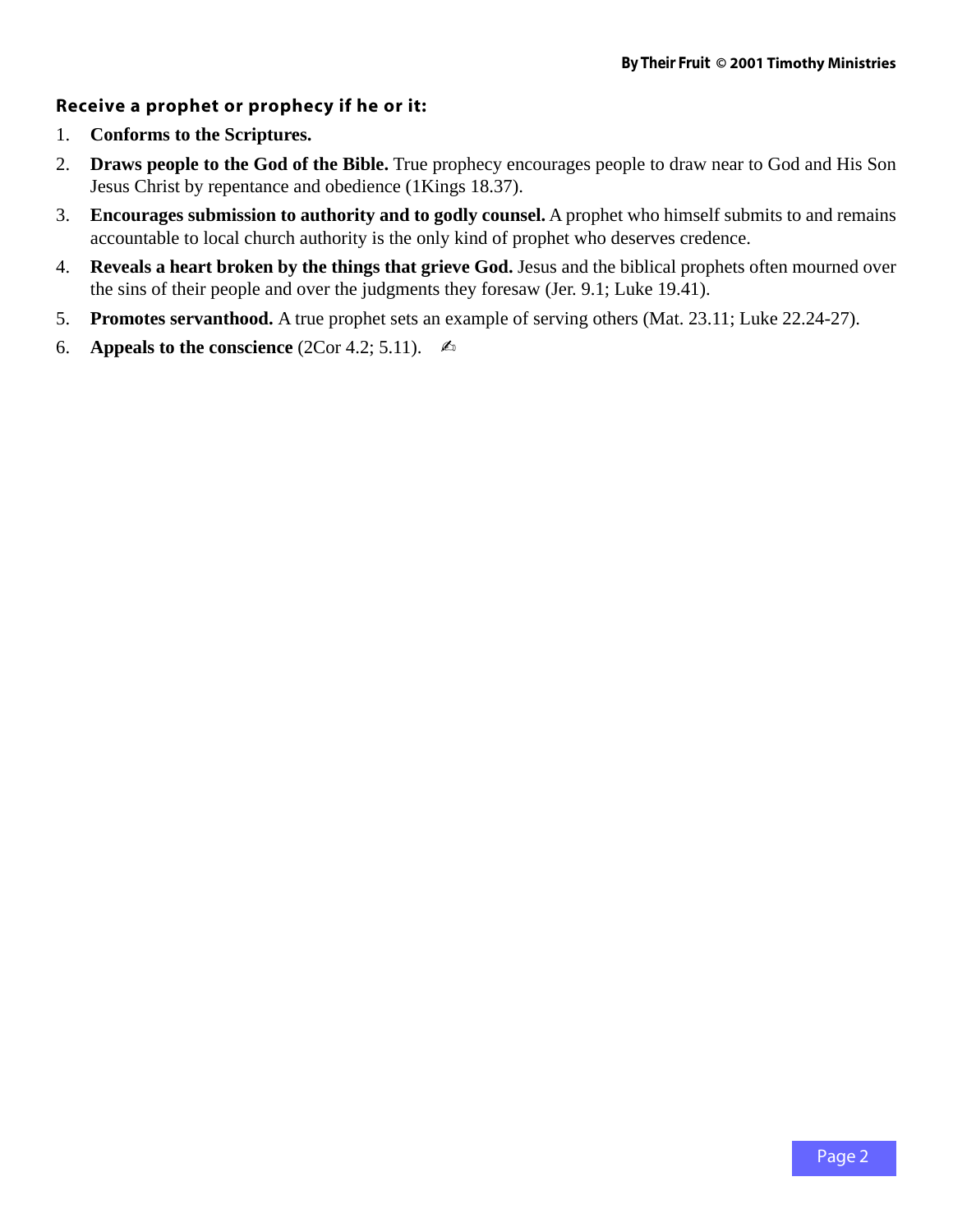**Receive a prophet or prophecy if he or it:**

1. **Conforms to the Scriptures.**
2. **Draws people to the God of the Bible.** True prophecy encourages people to draw near to God and His Son Jesus Christ by repentance and obedience (1Kings 18.37).
3. **Encourages submission to authority and to godly counsel.** A prophet who himself submits to and remains accountable to local church authority is the only kind of prophet who deserves credence.
4. **Reveals a heart broken by the things that grieve God.** Jesus and the biblical prophets often mourned over the sins of their people and over the judgments they foresaw (Jer. 9.1; Luke 19.41).
5. **Promotes servanthood.** A true prophet sets an example of serving others (Mat. 23.11; Luke 22.24-27).
6. **Appeals to the conscience** (2Cor 4.2; 5.11). ✍